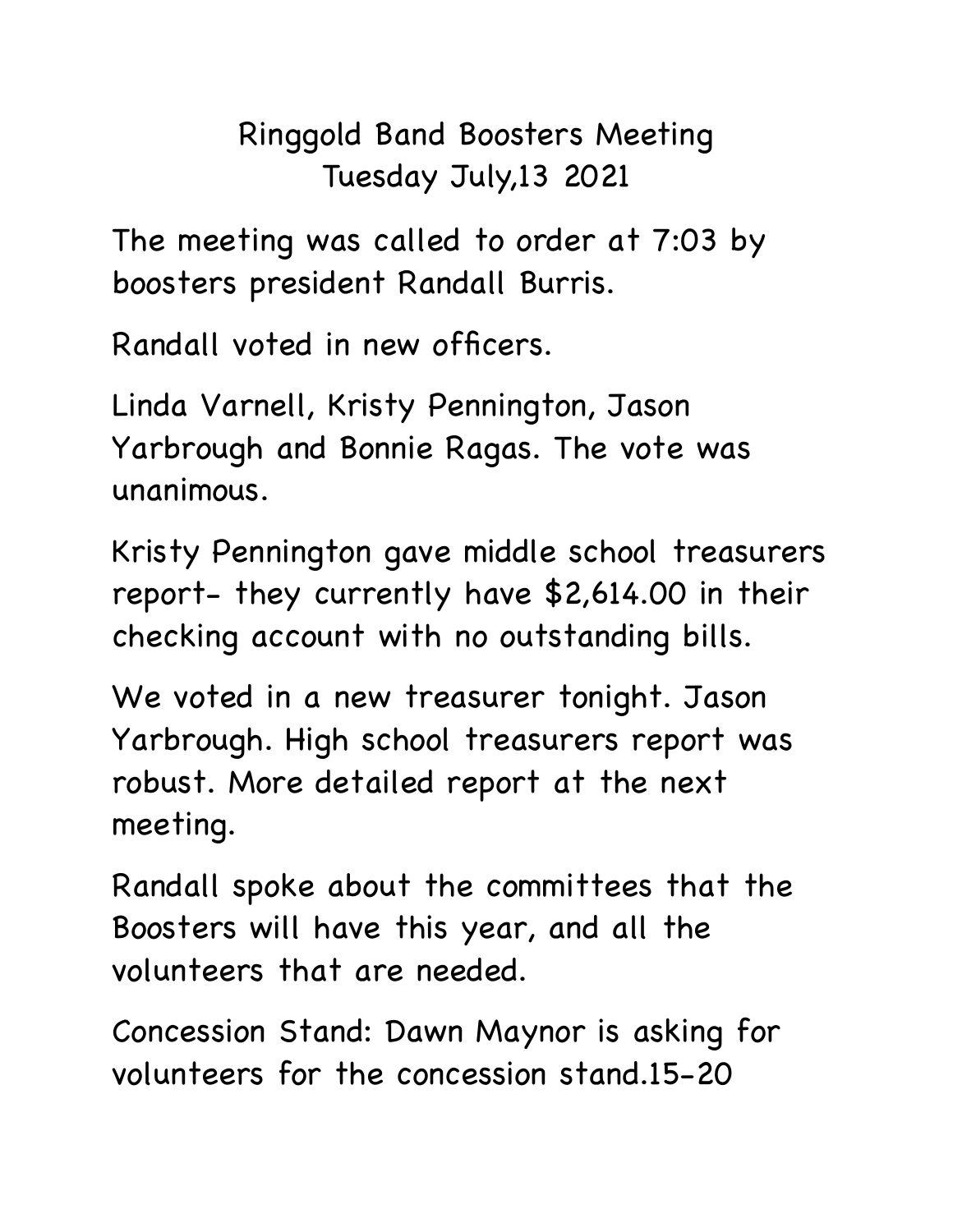# Ringgold Band Boosters Meeting
## Tuesday July,13 2021

The meeting was called to order at 7:03 by boosters president Randall Burris.

Randall voted in new officers.

Linda Varnell, Kristy Pennington, Jason Yarbrough and Bonnie Ragas. The vote was unanimous.

Kristy Pennington gave middle school treasurers report- they currently have $2,614.00 in their checking account with no outstanding bills.

We voted in a new treasurer tonight. Jason Yarbrough. High school treasurers report was robust. More detailed report at the next meeting.

Randall spoke about the committees that the Boosters will have this year, and all the volunteers that are needed.

Concession Stand: Dawn Maynor is asking for volunteers for the concession stand.15-20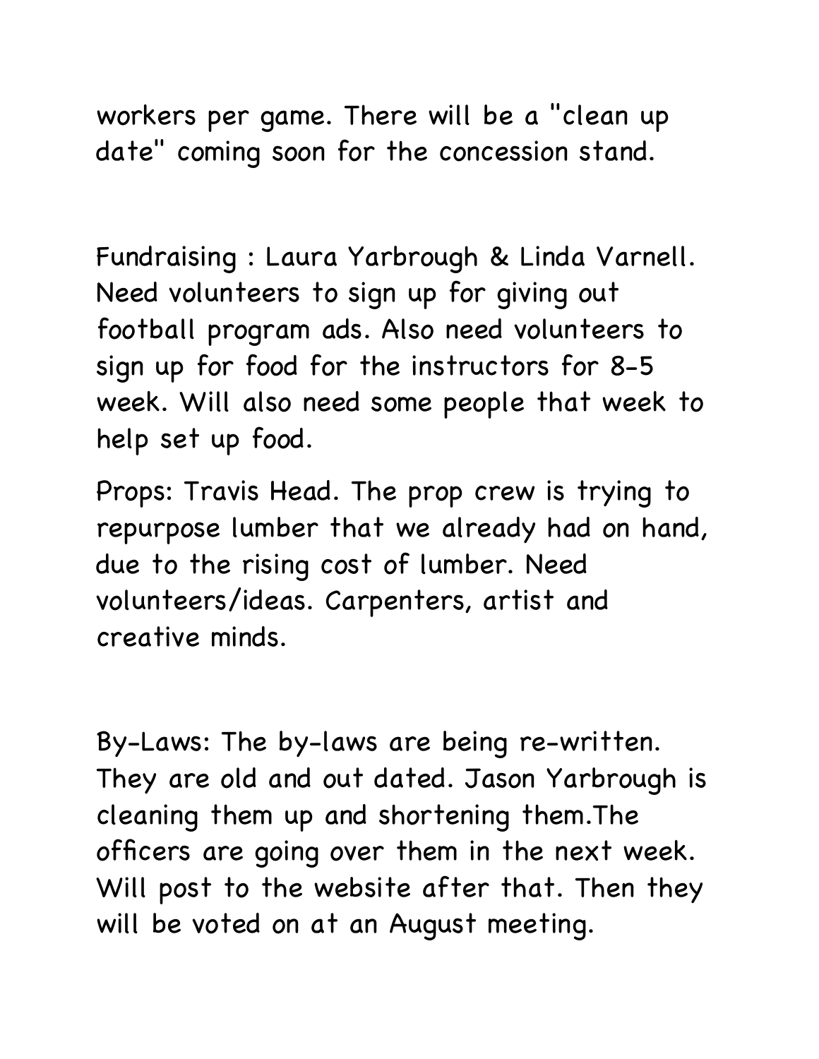workers per game. There will be a "clean up date" coming soon for the concession stand.

Fundraising : Laura Yarbrough & Linda Varnell. Need volunteers to sign up for giving out football program ads. Also need volunteers to sign up for food for the instructors for 8-5 week. Will also need some people that week to help set up food.

Props: Travis Head. The prop crew is trying to repurpose lumber that we already had on hand, due to the rising cost of lumber. Need volunteers/ideas. Carpenters, artist and creative minds.

By-Laws: The by-laws are being re-written. They are old and out dated. Jason Yarbrough is cleaning them up and shortening them.The officers are going over them in the next week. Will post to the website after that. Then they will be voted on at an August meeting.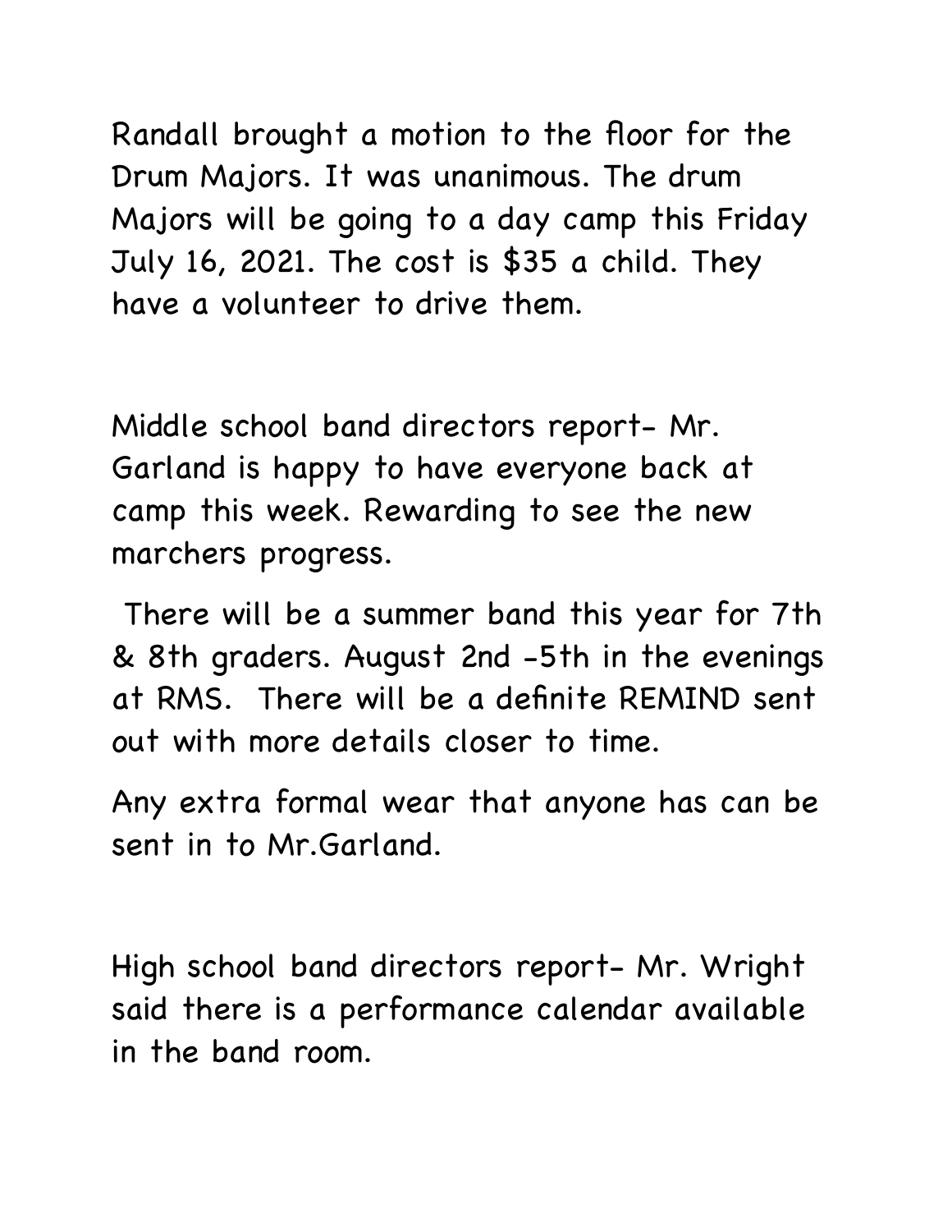Randall brought a motion to the floor for the Drum Majors. It was unanimous. The drum Majors will be going to a day camp this Friday July 16, 2021. The cost is $35 a child. They have a volunteer to drive them.

Middle school band directors report- Mr. Garland is happy to have everyone back at camp this week. Rewarding to see the new marchers progress.

There will be a summer band this year for 7th & 8th graders. August 2nd -5th in the evenings at RMS.  There will be a definite REMIND sent out with more details closer to time.

Any extra formal wear that anyone has can be sent in to Mr.Garland.

High school band directors report- Mr. Wright said there is a performance calendar available in the band room.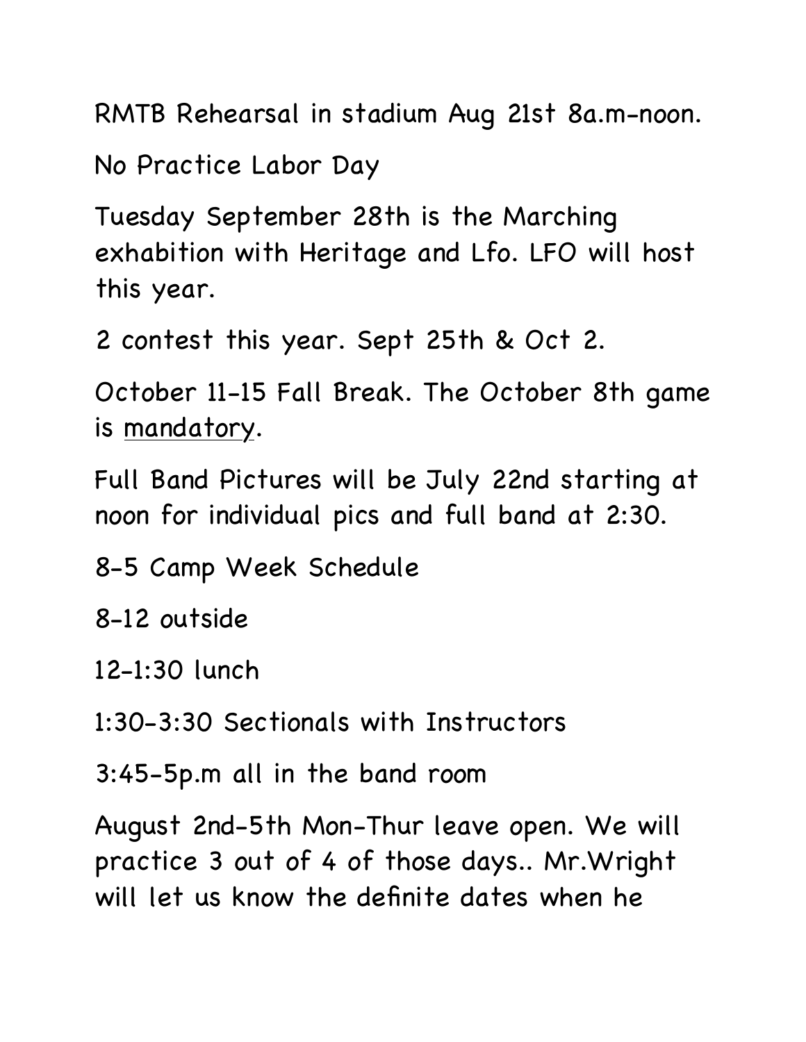RMTB Rehearsal in stadium Aug 21st 8a.m-noon.

No Practice Labor Day

Tuesday September 28th is the Marching exhibition with Heritage and Lfo. LFO will host this year.

2 contest this year. Sept 25th & Oct 2.

October 11-15 Fall Break. The October 8th game is <u>mandatory</u>.

Full Band Pictures will be July 22nd starting at noon for individual pics and full band at 2:30.

8-5 Camp Week Schedule

8-12 outside

12-1:30 lunch

1:30-3:30 Sectionals with Instructors

3:45-5p.m all in the band room

August 2nd-5th Mon-Thur leave open. We will practice 3 out of 4 of those days.. Mr.Wright will let us know the definite dates when he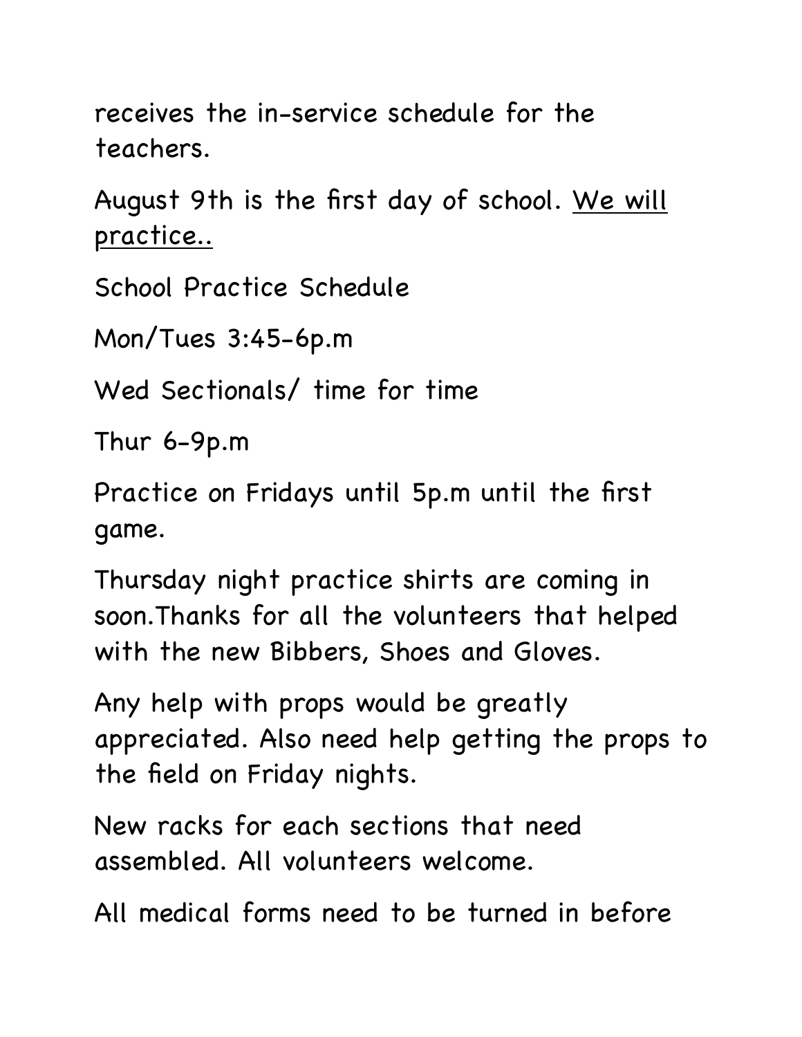receives the in-service schedule for the teachers.

August 9th is the first day of school. <u>We will practice..</u>

School Practice Schedule

Mon/Tues 3:45-6p.m

Wed Sectionals/ time for time

Thur 6-9p.m

Practice on Fridays until 5p.m until the first game.

Thursday night practice shirts are coming in soon.Thanks for all the volunteers that helped with the new Bibbers, Shoes and Gloves.

Any help with props would be greatly appreciated. Also need help getting the props to the field on Friday nights.

New racks for each sections that need assembled. All volunteers welcome.

All medical forms need to be turned in before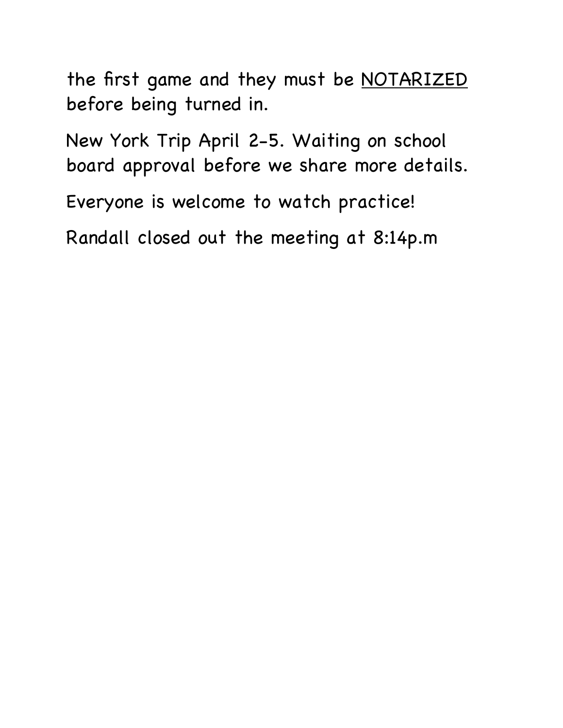the first game and they must be <u>NOTARIZED</u> before being turned in.

New York Trip April 2-5. Waiting on school board approval before we share more details.

Everyone is welcome to watch practice!

Randall closed out the meeting at 8:14p.m